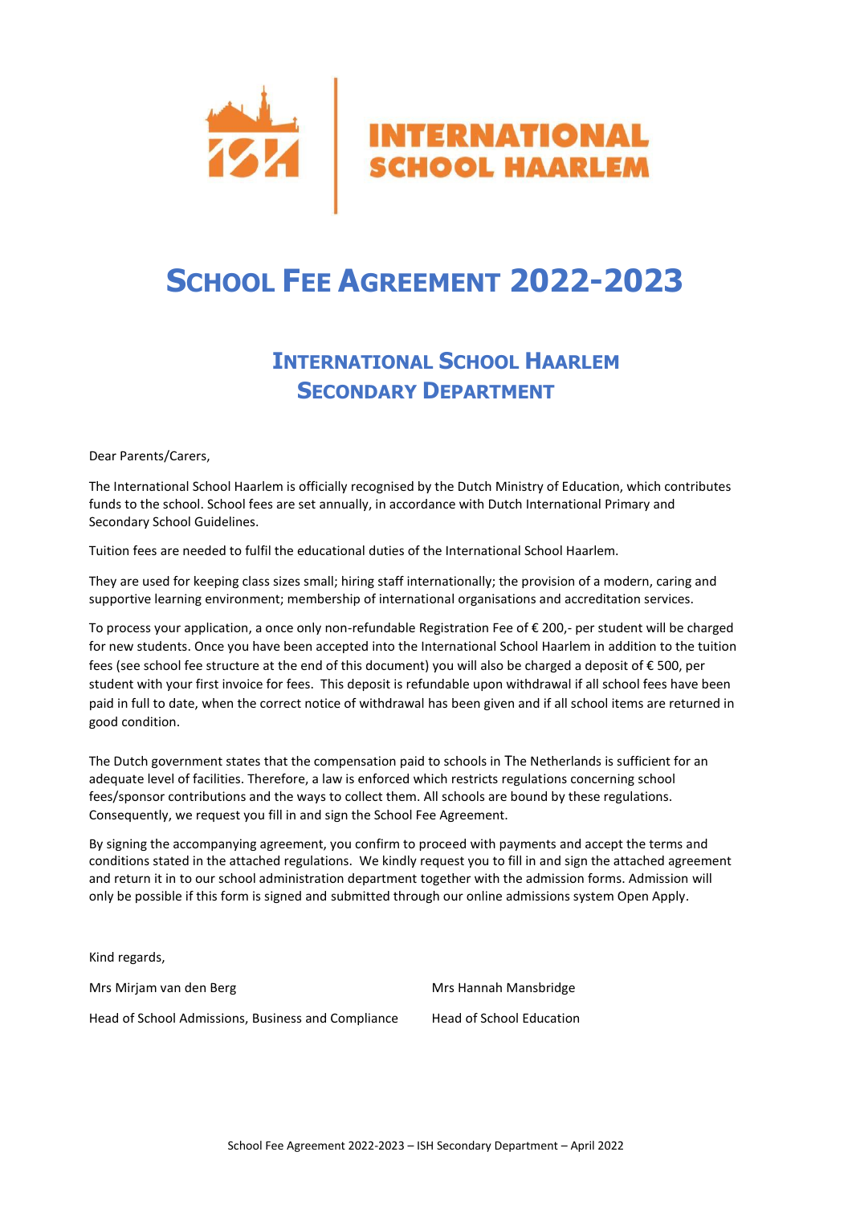INTERNATIONAL SCHOOL HAARLEM

# SCHOOL FEE AGREEMENT 2022-2023

## INTERNATIONAL SCHOOL HAARLEM SECONDARY DEPARTMENT

Dear Parents/Carers,

The International School Haarlem is officially recognised by the Dutch Ministry of Education, which contributes funds to the school. School fees are set annually, in accordance with Dutch International Primary and Secondary School Guidelines.

Tuition fees are needed to fulfil the educational duties of the International School Haarlem.

They are used for keeping class sizes small; hiring staff internationally; the provision of a modern, caring and supportive learning environment; membership of international organisations and accreditation services.

To process your application, a once only non-refundable Registration Fee of € 200,- per student will be charged for new students. Once you have been accepted into the International School Haarlem in addition to the tuition fees (see school fee structure at the end of this document) you will also be charged a deposit of € 500, per student with your first invoice for fees. This deposit is refundable upon withdrawal if all school fees have been paid in full to date, when the correct notice of withdrawal has been given and if all school items are returned in good condition.

The Dutch government states that the compensation paid to schools in The Netherlands is sufficient for an adequate level of facilities. Therefore, a law is enforced which restricts regulations concerning school fees/sponsor contributions and the ways to collect them. All schools are bound by these regulations. Consequently, we request you fill in and sign the School Fee Agreement.

By signing the accompanying agreement, you confirm to proceed with payments and accept the terms and conditions stated in the attached regulations. We kindly request you to fill in and sign the attached agreement and return it in to our school administration department together with the admission forms. Admission will only be possible if this form is signed and submitted through our online admissions system Open Apply.

Kind regards,

Mrs Mirjam van den Berg
Head of School Admissions, Business and Compliance

Mrs Hannah Mansbridge
Head of School Education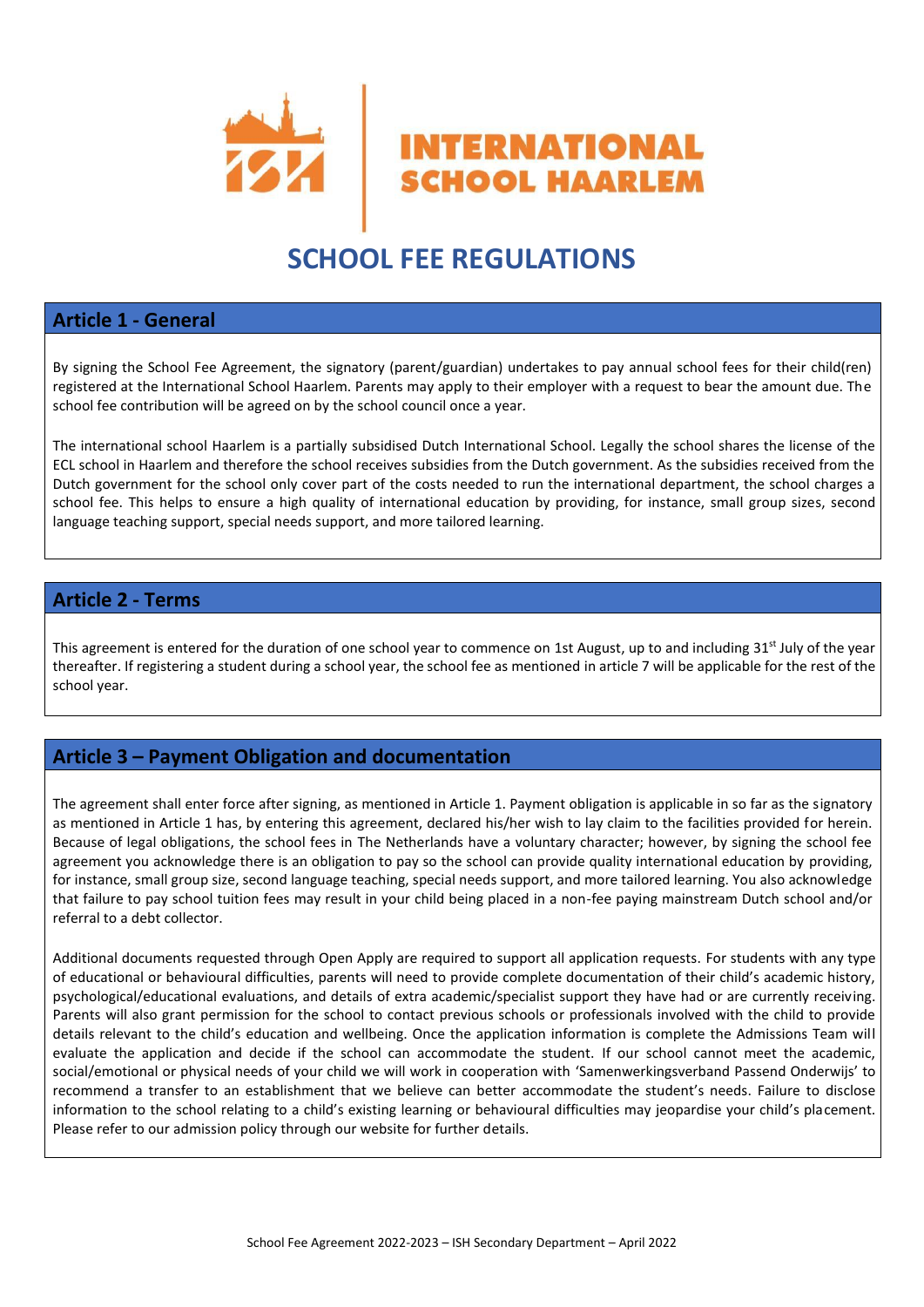# INTERNATIONAL SCHOOL HAARLEM

# SCHOOL FEE REGULATIONS

## Article 1 - General

By signing the School Fee Agreement, the signatory (parent/guardian) undertakes to pay annual school fees for their child(ren) registered at the International School Haarlem. Parents may apply to their employer with a request to bear the amount due. The school fee contribution will be agreed on by the school council once a year.

The international school Haarlem is a partially subsidised Dutch International School. Legally the school shares the license of the ECL school in Haarlem and therefore the school receives subsidies from the Dutch government. As the subsidies received from the Dutch government for the school only cover part of the costs needed to run the international department, the school charges a school fee. This helps to ensure a high quality of international education by providing, for instance, small group sizes, second language teaching support, special needs support, and more tailored learning.

## Article 2 - Terms

This agreement is entered for the duration of one school year to commence on 1st August, up to and including 31st July of the year thereafter. If registering a student during a school year, the school fee as mentioned in article 7 will be applicable for the rest of the school year.

## Article 3 – Payment Obligation and documentation

The agreement shall enter force after signing, as mentioned in Article 1. Payment obligation is applicable in so far as the signatory as mentioned in Article 1 has, by entering this agreement, declared his/her wish to lay claim to the facilities provided for herein. Because of legal obligations, the school fees in The Netherlands have a voluntary character; however, by signing the school fee agreement you acknowledge there is an obligation to pay so the school can provide quality international education by providing, for instance, small group size, second language teaching, special needs support, and more tailored learning. You also acknowledge that failure to pay school tuition fees may result in your child being placed in a non-fee paying mainstream Dutch school and/or referral to a debt collector.

Additional documents requested through Open Apply are required to support all application requests. For students with any type of educational or behavioural difficulties, parents will need to provide complete documentation of their child's academic history, psychological/educational evaluations, and details of extra academic/specialist support they have had or are currently receiving. Parents will also grant permission for the school to contact previous schools or professionals involved with the child to provide details relevant to the child's education and wellbeing. Once the application information is complete the Admissions Team will evaluate the application and decide if the school can accommodate the student. If our school cannot meet the academic, social/emotional or physical needs of your child we will work in cooperation with 'Samenwerkingsverband Passend Onderwijs' to recommend a transfer to an establishment that we believe can better accommodate the student's needs. Failure to disclose information to the school relating to a child's existing learning or behavioural difficulties may jeopardise your child's placement. Please refer to our admission policy through our website for further details.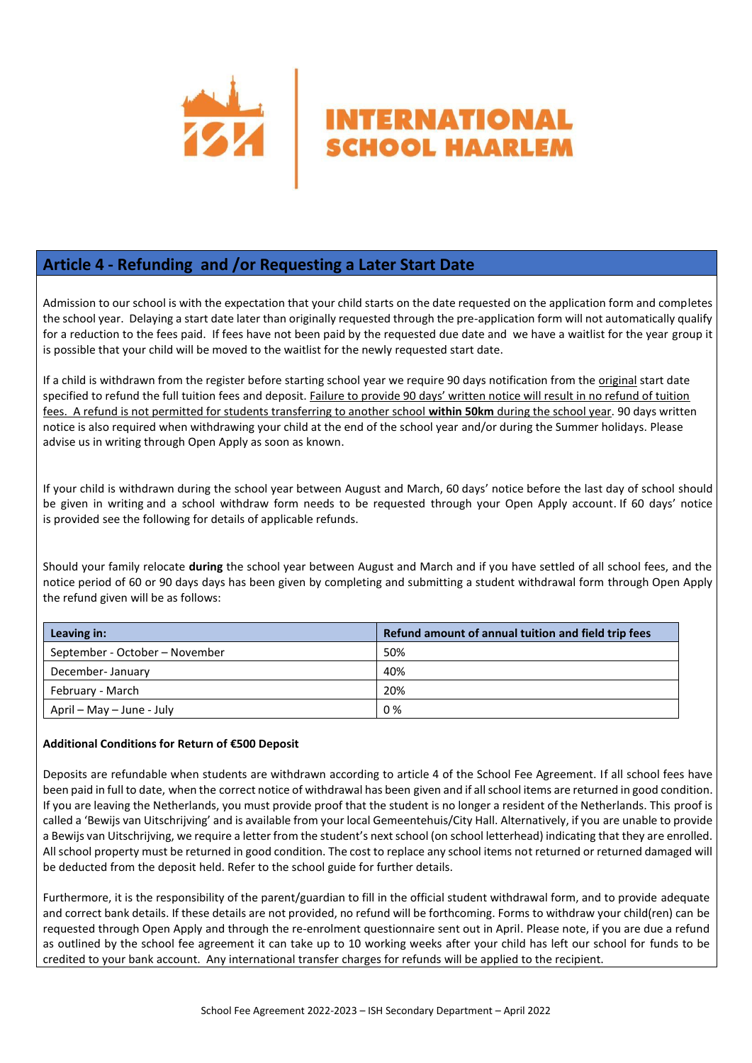## Article 4 - Refunding and /or Requesting a Later Start Date

Admission to our school is with the expectation that your child starts on the date requested on the application form and completes the school year. Delaying a start date later than originally requested through the pre-application form will not automatically qualify for a reduction to the fees paid. If fees have not been paid by the requested due date and we have a waitlist for the year group it is possible that your child will be moved to the waitlist for the newly requested start date.

If a child is withdrawn from the register before starting school year we require 90 days notification from the original start date specified to refund the full tuition fees and deposit. Failure to provide 90 days' written notice will result in no refund of tuition fees. A refund is not permitted for students transferring to another school **within 50km** during the school year. 90 days written notice is also required when withdrawing your child at the end of the school year and/or during the Summer holidays. Please advise us in writing through Open Apply as soon as known.

If your child is withdrawn during the school year between August and March, 60 days' notice before the last day of school should be given in writing and a school withdraw form needs to be requested through your Open Apply account. If 60 days' notice is provided see the following for details of applicable refunds.

Should your family relocate **during** the school year between August and March and if you have settled of all school fees, and the notice period of 60 or 90 days days has been given by completing and submitting a student withdrawal form through Open Apply the refund given will be as follows:

| Leaving in: | Refund amount of annual tuition and field trip fees |
|---|---|
| September - October – November | 50% |
| December- January | 40% |
| February - March | 20% |
| April – May – June - July | 0 % |

**Additional Conditions for Return of €500 Deposit**

Deposits are refundable when students are withdrawn according to article 4 of the School Fee Agreement. If all school fees have been paid in full to date, when the correct notice of withdrawal has been given and if all school items are returned in good condition. If you are leaving the Netherlands, you must provide proof that the student is no longer a resident of the Netherlands. This proof is called a 'Bewijs van Uitschrijving' and is available from your local Gemeentehuis/City Hall. Alternatively, if you are unable to provide a Bewijs van Uitschrijving, we require a letter from the student's next school (on school letterhead) indicating that they are enrolled. All school property must be returned in good condition. The cost to replace any school items not returned or returned damaged will be deducted from the deposit held. Refer to the school guide for further details.

Furthermore, it is the responsibility of the parent/guardian to fill in the official student withdrawal form, and to provide adequate and correct bank details. If these details are not provided, no refund will be forthcoming. Forms to withdraw your child(ren) can be requested through Open Apply and through the re-enrolment questionnaire sent out in April. Please note, if you are due a refund as outlined by the school fee agreement it can take up to 10 working weeks after your child has left our school for funds to be credited to your bank account. Any international transfer charges for refunds will be applied to the recipient.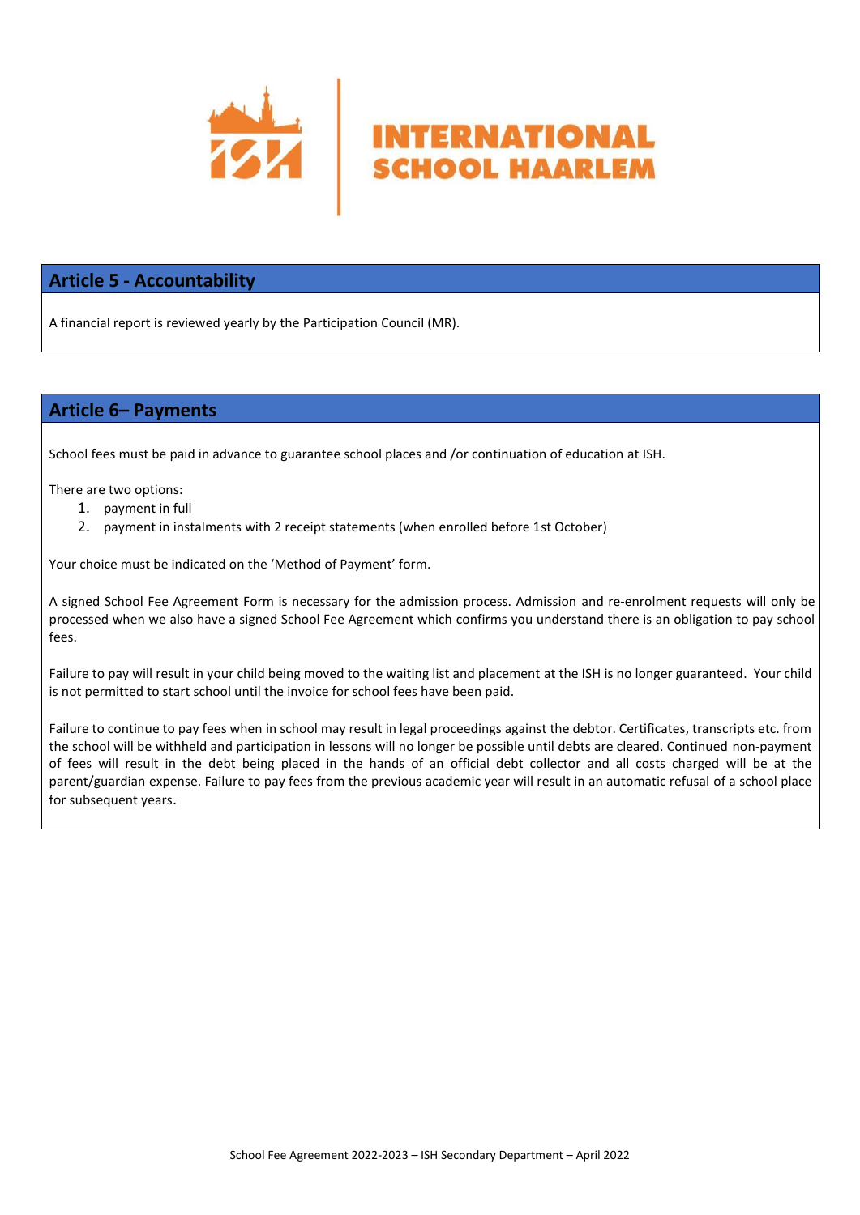## Article 5 - Accountability

A financial report is reviewed yearly by the Participation Council (MR).

## Article 6– Payments

School fees must be paid in advance to guarantee school places and /or continuation of education at ISH.

There are two options:

1. payment in full
2. payment in instalments with 2 receipt statements (when enrolled before 1st October)

Your choice must be indicated on the 'Method of Payment' form.

A signed School Fee Agreement Form is necessary for the admission process. Admission and re-enrolment requests will only be processed when we also have a signed School Fee Agreement which confirms you understand there is an obligation to pay school fees.

Failure to pay will result in your child being moved to the waiting list and placement at the ISH is no longer guaranteed. Your child is not permitted to start school until the invoice for school fees have been paid.

Failure to continue to pay fees when in school may result in legal proceedings against the debtor. Certificates, transcripts etc. from the school will be withheld and participation in lessons will no longer be possible until debts are cleared. Continued non-payment of fees will result in the debt being placed in the hands of an official debt collector and all costs charged will be at the parent/guardian expense. Failure to pay fees from the previous academic year will result in an automatic refusal of a school place for subsequent years.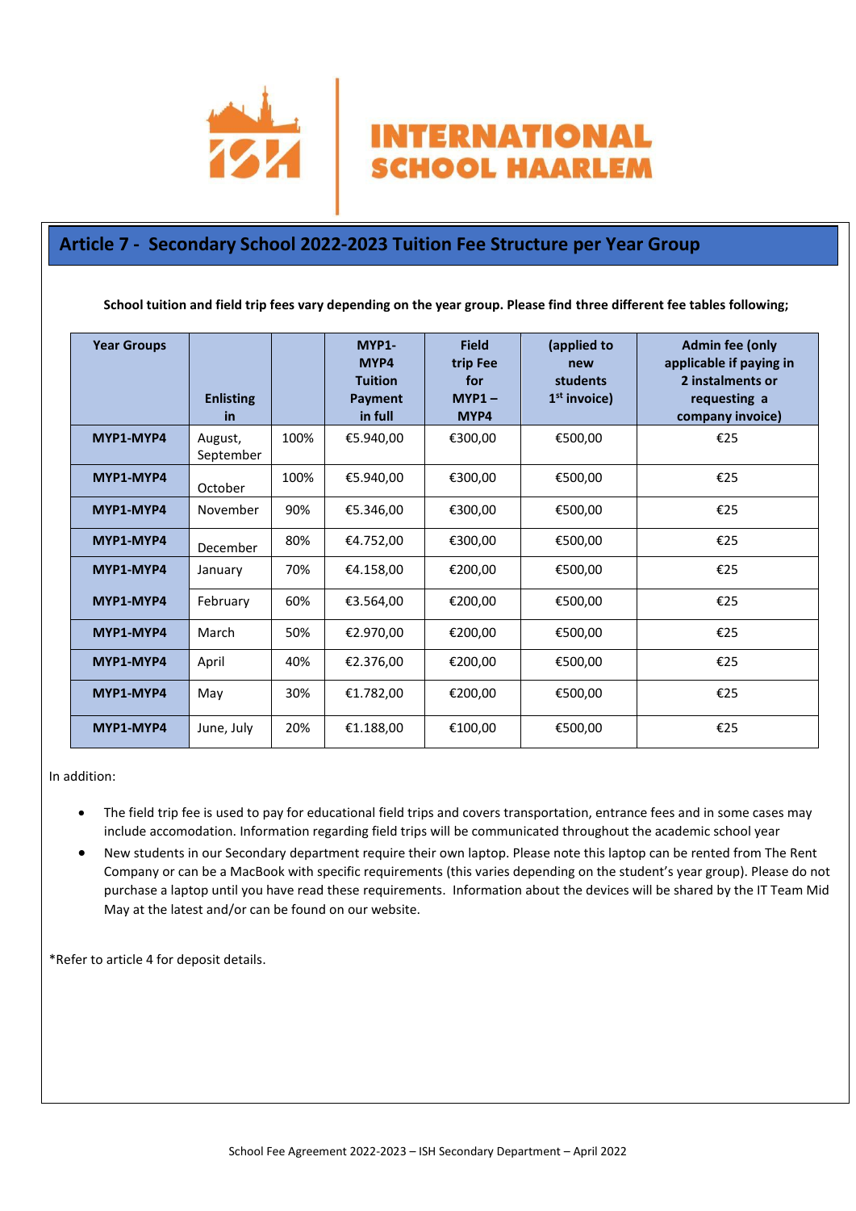INTERNATIONAL SCHOOL HAARLEM

## Article 7 - Secondary School 2022-2023 Tuition Fee Structure per Year Group

**School tuition and field trip fees vary depending on the year group. Please find three different fee tables following;**

| Year Groups | Enlisting in | | MYP1-MYP4 Tuition Payment in full | Field trip Fee for MYP1 – MYP4 | (applied to new students 1st invoice) | Admin fee (only applicable if paying in 2 instalments or requesting a company invoice) |
|---|---|---|---|---|---|---|
| **MYP1-MYP4** | August, September | 100% | €5.940,00 | €300,00 | €500,00 | €25 |
| **MYP1-MYP4** | October | 100% | €5.940,00 | €300,00 | €500,00 | €25 |
| **MYP1-MYP4** | November | 90% | €5.346,00 | €300,00 | €500,00 | €25 |
| **MYP1-MYP4** | December | 80% | €4.752,00 | €300,00 | €500,00 | €25 |
| **MYP1-MYP4** | January | 70% | €4.158,00 | €200,00 | €500,00 | €25 |
| **MYP1-MYP4** | February | 60% | €3.564,00 | €200,00 | €500,00 | €25 |
| **MYP1-MYP4** | March | 50% | €2.970,00 | €200,00 | €500,00 | €25 |
| **MYP1-MYP4** | April | 40% | €2.376,00 | €200,00 | €500,00 | €25 |
| **MYP1-MYP4** | May | 30% | €1.782,00 | €200,00 | €500,00 | €25 |
| **MYP1-MYP4** | June, July | 20% | €1.188,00 | €100,00 | €500,00 | €25 |

In addition:

- The field trip fee is used to pay for educational field trips and covers transportation, entrance fees and in some cases may include accomodation. Information regarding field trips will be communicated throughout the academic school year
- New students in our Secondary department require their own laptop. Please note this laptop can be rented from The Rent Company or can be a MacBook with specific requirements (this varies depending on the student's year group). Please do not purchase a laptop until you have read these requirements. Information about the devices will be shared by the IT Team Mid May at the latest and/or can be found on our website.

*Refer to article 4 for deposit details.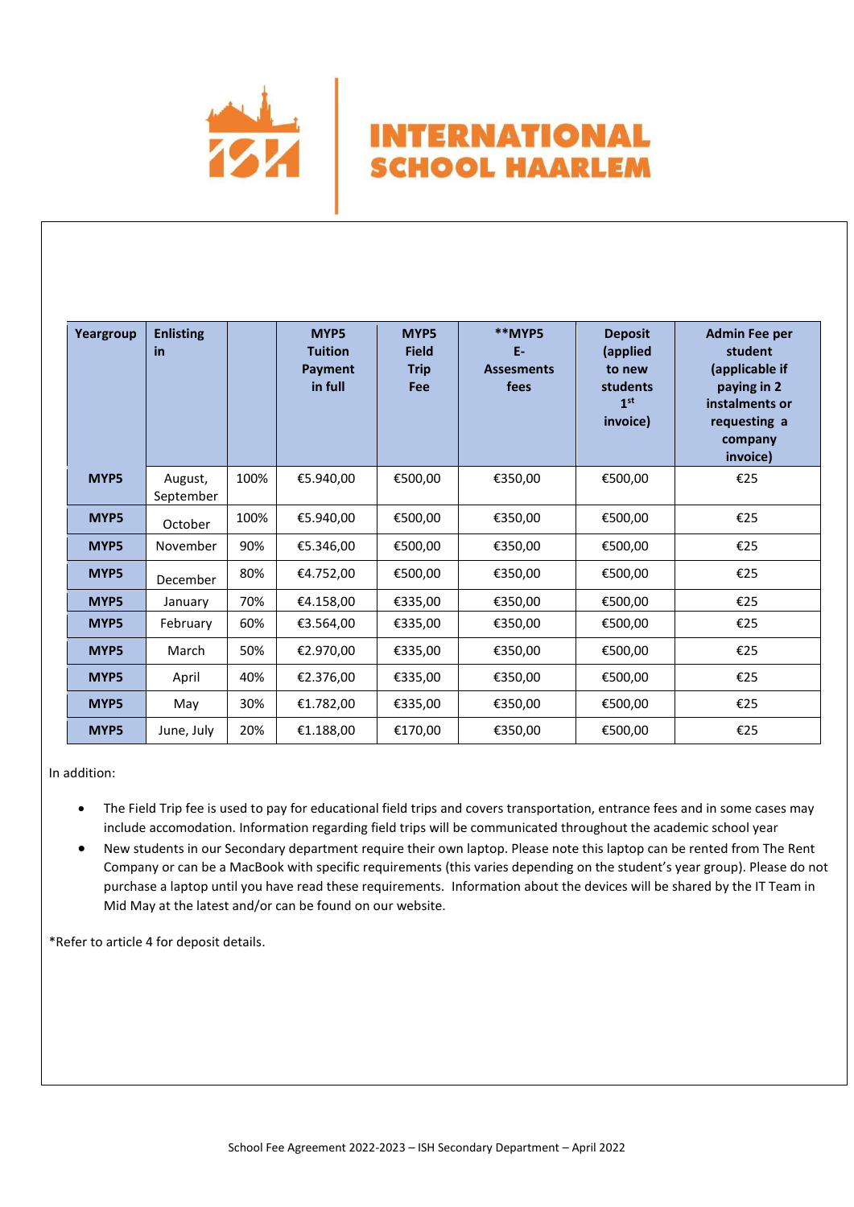# INTERNATIONAL SCHOOL HAARLEM

| Yeargroup | Enlisting in | | MYP5 Tuition Payment in full | MYP5 Field Trip Fee | **MYP5 E-Assesments fees | Deposit (applied to new students 1st invoice) | Admin Fee per student (applicable if paying in 2 instalments or requesting a company invoice) |
|---|---|---|---|---|---|---|---|
| **MYP5** | August, September | 100% | €5.940,00 | €500,00 | €350,00 | €500,00 | €25 |
| **MYP5** | October | 100% | €5.940,00 | €500,00 | €350,00 | €500,00 | €25 |
| **MYP5** | November | 90% | €5.346,00 | €500,00 | €350,00 | €500,00 | €25 |
| **MYP5** | December | 80% | €4.752,00 | €500,00 | €350,00 | €500,00 | €25 |
| **MYP5** | January | 70% | €4.158,00 | €335,00 | €350,00 | €500,00 | €25 |
| **MYP5** | February | 60% | €3.564,00 | €335,00 | €350,00 | €500,00 | €25 |
| **MYP5** | March | 50% | €2.970,00 | €335,00 | €350,00 | €500,00 | €25 |
| **MYP5** | April | 40% | €2.376,00 | €335,00 | €350,00 | €500,00 | €25 |
| **MYP5** | May | 30% | €1.782,00 | €335,00 | €350,00 | €500,00 | €25 |
| **MYP5** | June, July | 20% | €1.188,00 | €170,00 | €350,00 | €500,00 | €25 |

In addition:

- The Field Trip fee is used to pay for educational field trips and covers transportation, entrance fees and in some cases may include accomodation. Information regarding field trips will be communicated throughout the academic school year
- New students in our Secondary department require their own laptop. Please note this laptop can be rented from The Rent Company or can be a MacBook with specific requirements (this varies depending on the student's year group). Please do not purchase a laptop until you have read these requirements. Information about the devices will be shared by the IT Team in Mid May at the latest and/or can be found on our website.

*Refer to article 4 for deposit details.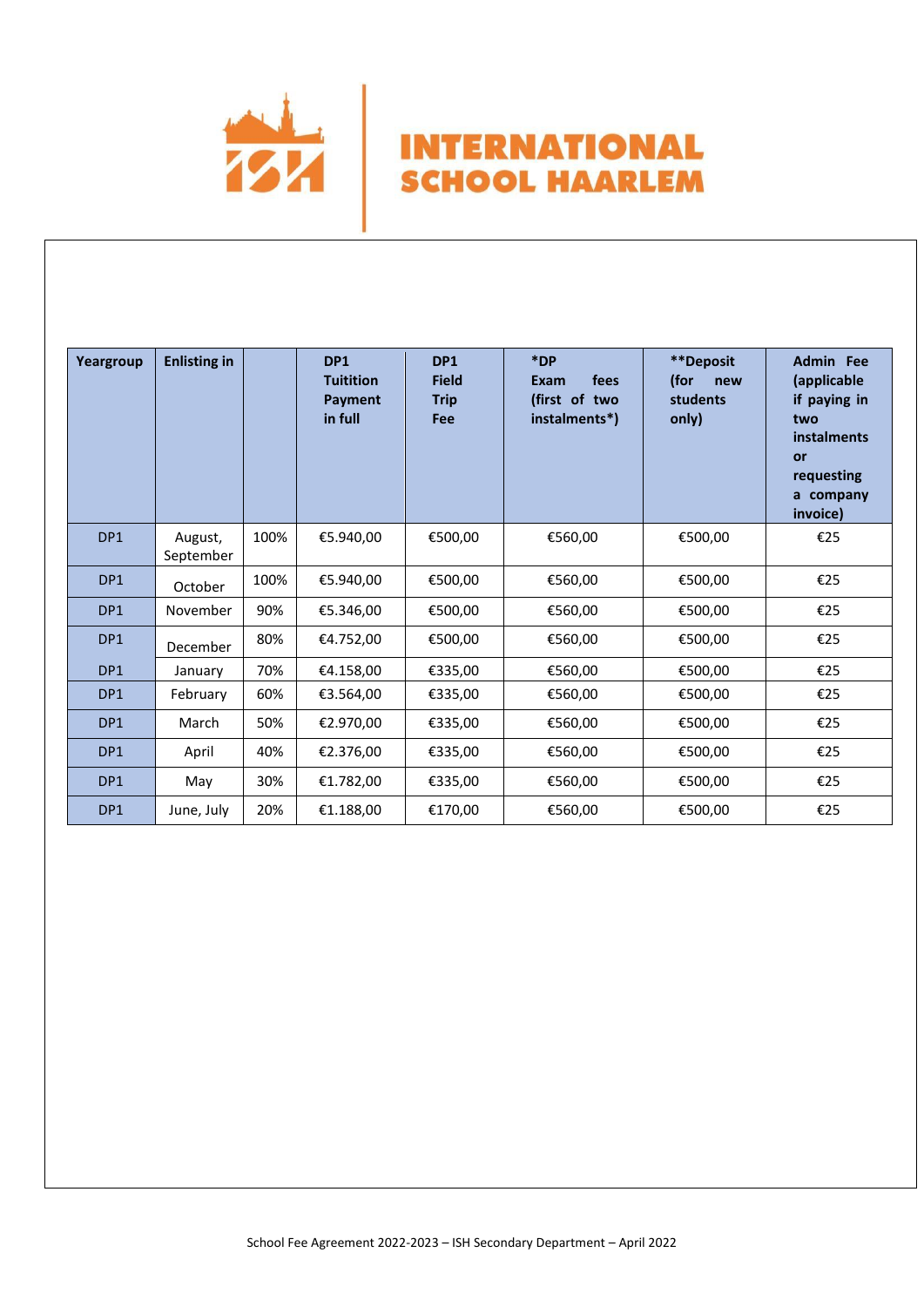# INTERNATIONAL SCHOOL HAARLEM

| Yeargroup | Enlisting in | | DP1 Tuitition Payment in full | DP1 Field Trip Fee | *DP Exam fees (first of two instalments*) | **Deposit (for new students only) | Admin Fee (applicable if paying in two instalments or requesting a company invoice) |
|---|---|---|---|---|---|---|---|
| DP1 | August, September | 100% | €5.940,00 | €500,00 | €560,00 | €500,00 | €25 |
| DP1 | October | 100% | €5.940,00 | €500,00 | €560,00 | €500,00 | €25 |
| DP1 | November | 90% | €5.346,00 | €500,00 | €560,00 | €500,00 | €25 |
| DP1 | December | 80% | €4.752,00 | €500,00 | €560,00 | €500,00 | €25 |
| DP1 | January | 70% | €4.158,00 | €335,00 | €560,00 | €500,00 | €25 |
| DP1 | February | 60% | €3.564,00 | €335,00 | €560,00 | €500,00 | €25 |
| DP1 | March | 50% | €2.970,00 | €335,00 | €560,00 | €500,00 | €25 |
| DP1 | April | 40% | €2.376,00 | €335,00 | €560,00 | €500,00 | €25 |
| DP1 | May | 30% | €1.782,00 | €335,00 | €560,00 | €500,00 | €25 |
| DP1 | June, July | 20% | €1.188,00 | €170,00 | €560,00 | €500,00 | €25 |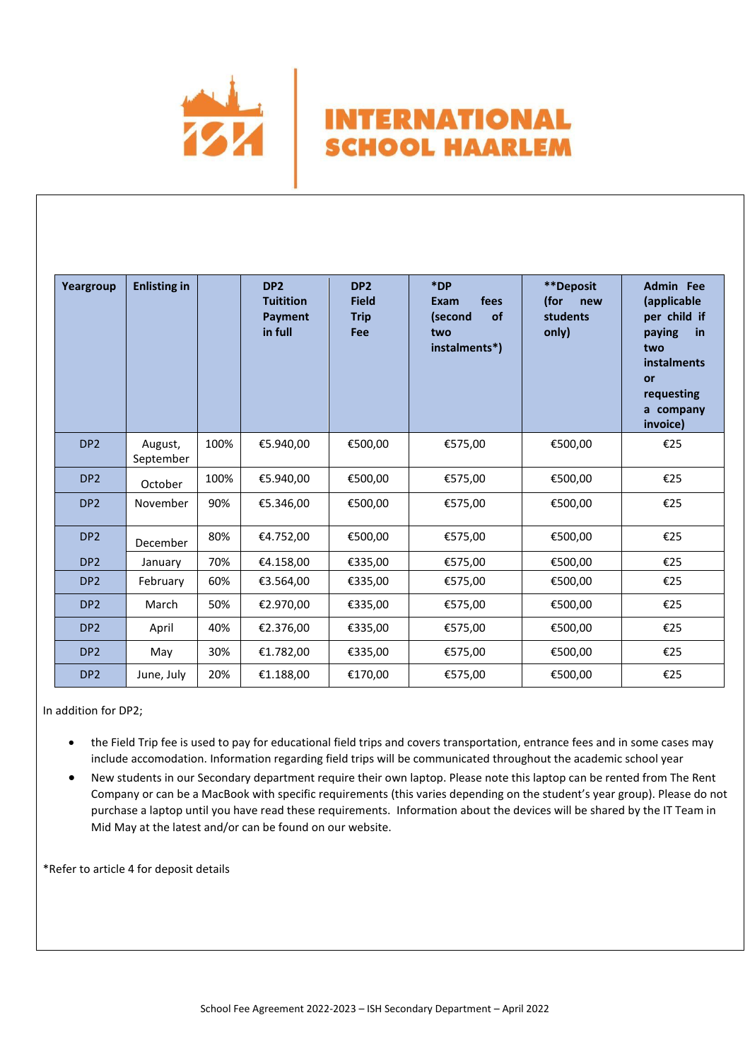| Yeargroup | Enlisting in | | DP2 Tuitition Payment in full | DP2 Field Trip Fee | *DP Exam fees (second of two instalments*) | **Deposit (for new students only) | Admin Fee (applicable per child if paying in two instalments or requesting a company invoice) |
|---|---|---|---|---|---|---|---|
| DP2 | August, September | 100% | €5.940,00 | €500,00 | €575,00 | €500,00 | €25 |
| DP2 | October | 100% | €5.940,00 | €500,00 | €575,00 | €500,00 | €25 |
| DP2 | November | 90% | €5.346,00 | €500,00 | €575,00 | €500,00 | €25 |
| DP2 | December | 80% | €4.752,00 | €500,00 | €575,00 | €500,00 | €25 |
| DP2 | January | 70% | €4.158,00 | €335,00 | €575,00 | €500,00 | €25 |
| DP2 | February | 60% | €3.564,00 | €335,00 | €575,00 | €500,00 | €25 |
| DP2 | March | 50% | €2.970,00 | €335,00 | €575,00 | €500,00 | €25 |
| DP2 | April | 40% | €2.376,00 | €335,00 | €575,00 | €500,00 | €25 |
| DP2 | May | 30% | €1.782,00 | €335,00 | €575,00 | €500,00 | €25 |
| DP2 | June, July | 20% | €1.188,00 | €170,00 | €575,00 | €500,00 | €25 |

In addition for DP2;

- the Field Trip fee is used to pay for educational field trips and covers transportation, entrance fees and in some cases may include accomodation. Information regarding field trips will be communicated throughout the academic school year
- New students in our Secondary department require their own laptop. Please note this laptop can be rented from The Rent Company or can be a MacBook with specific requirements (this varies depending on the student's year group). Please do not purchase a laptop until you have read these requirements. Information about the devices will be shared by the IT Team in Mid May at the latest and/or can be found on our website.

*Refer to article 4 for deposit details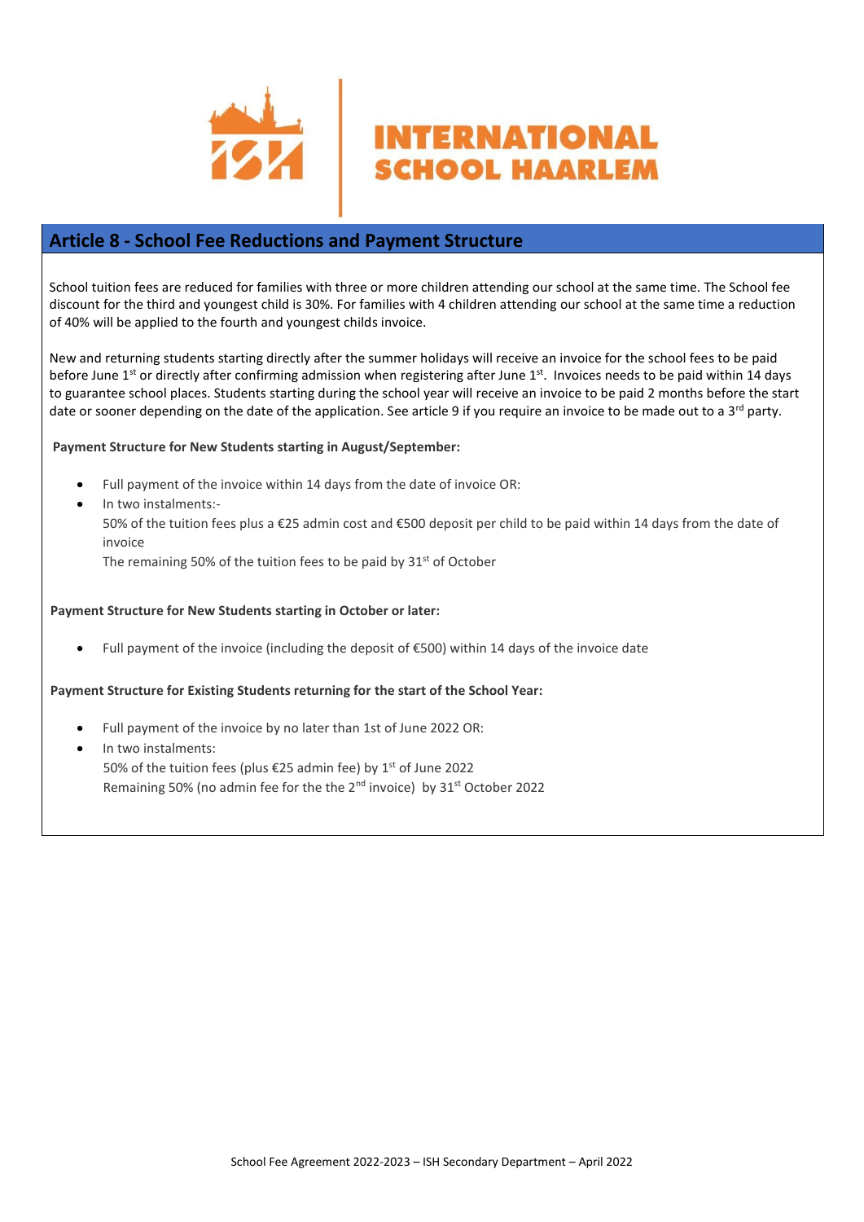## Article 8 - School Fee Reductions and Payment Structure

School tuition fees are reduced for families with three or more children attending our school at the same time. The School fee discount for the third and youngest child is 30%. For families with 4 children attending our school at the same time a reduction of 40% will be applied to the fourth and youngest childs invoice.

New and returning students starting directly after the summer holidays will receive an invoice for the school fees to be paid before June 1st or directly after confirming admission when registering after June 1st. Invoices needs to be paid within 14 days to guarantee school places. Students starting during the school year will receive an invoice to be paid 2 months before the start date or sooner depending on the date of the application. See article 9 if you require an invoice to be made out to a 3rd party.

**Payment Structure for New Students starting in August/September:**

- Full payment of the invoice within 14 days from the date of invoice OR:
- In two instalments:-
  50% of the tuition fees plus a €25 admin cost and €500 deposit per child to be paid within 14 days from the date of invoice
  The remaining 50% of the tuition fees to be paid by 31st of October

**Payment Structure for New Students starting in October or later:**

- Full payment of the invoice (including the deposit of €500) within 14 days of the invoice date

**Payment Structure for Existing Students returning for the start of the School Year:**

- Full payment of the invoice by no later than 1st of June 2022 OR:
- In two instalments:
  50% of the tuition fees (plus €25 admin fee) by 1st of June 2022
  Remaining 50% (no admin fee for the the 2nd invoice) by 31st October 2022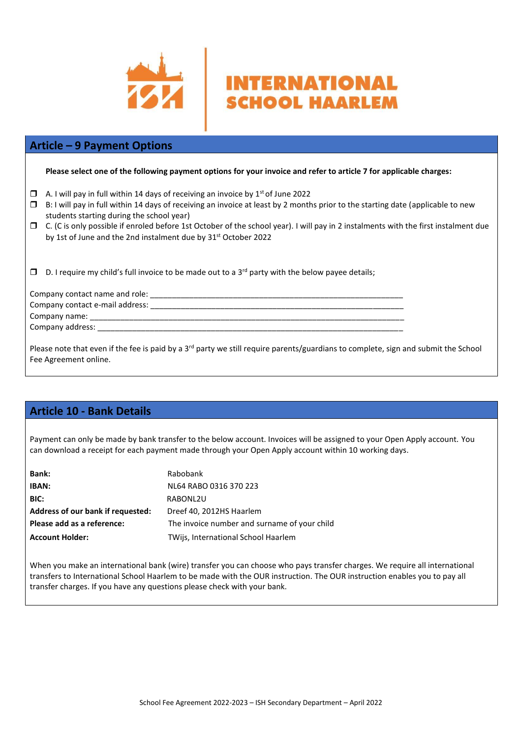INTERNATIONAL SCHOOL HAARLEM

## Article – 9 Payment Options

**Please select one of the following payment options for your invoice and refer to article 7 for applicable charges:**

- ❐ A. I will pay in full within 14 days of receiving an invoice by 1st of June 2022
- ❐ B: I will pay in full within 14 days of receiving an invoice at least by 2 months prior to the starting date (applicable to new students starting during the school year)
- ❐ C. (C is only possible if enroled before 1st October of the school year). I will pay in 2 instalments with the first instalment due by 1st of June and the 2nd instalment due by 31st October 2022

- ❐ D. I require my child's full invoice to be made out to a 3rd party with the below payee details;

Company contact name and role: ____________________________________________________________
Company contact e-mail address: ____________________________________________________________
Company name: ________________________________________________________________________
Company address: ______________________________________________________________________

Please note that even if the fee is paid by a 3rd party we still require parents/guardians to complete, sign and submit the School Fee Agreement online.

## Article 10 - Bank Details

Payment can only be made by bank transfer to the below account. Invoices will be assigned to your Open Apply account. You can download a receipt for each payment made through your Open Apply account within 10 working days.

| | |
|---|---|
| **Bank:** | Rabobank |
| **IBAN:** | NL64 RABO 0316 370 223 |
| **BIC:** | RABONL2U |
| **Address of our bank if requested:** | Dreef 40, 2012HS Haarlem |
| **Please add as a reference:** | The invoice number and surname of your child |
| **Account Holder:** | TWijs, International School Haarlem |

When you make an international bank (wire) transfer you can choose who pays transfer charges. We require all international transfers to International School Haarlem to be made with the OUR instruction. The OUR instruction enables you to pay all transfer charges. If you have any questions please check with your bank.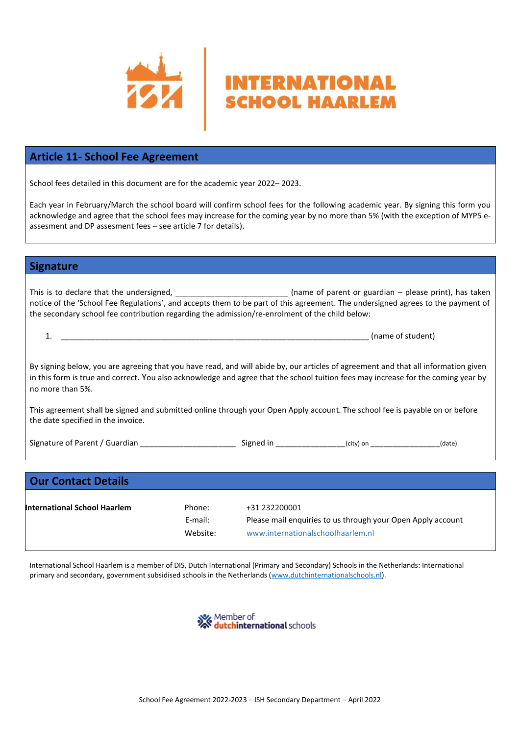# INTERNATIONAL SCHOOL HAARLEM

## Article 11- School Fee Agreement

School fees detailed in this document are for the academic year 2022– 2023.

Each year in February/March the school board will confirm school fees for the following academic year. By signing this form you acknowledge and agree that the school fees may increase for the coming year by no more than 5% (with the exception of MYP5 e-assesment and DP assesment fees – see article 7 for details).

## Signature

This is to declare that the undersigned, __________________________ (name of parent or guardian – please print), has taken notice of the 'School Fee Regulations', and accepts them to be part of this agreement. The undersigned agrees to the payment of the secondary school fee contribution regarding the admission/re-enrolment of the child below:

1. _________________________________________________________________________ (name of student)

By signing below, you are agreeing that you have read, and will abide by, our articles of agreement and that all information given in this form is true and correct. You also acknowledge and agree that the school tuition fees may increase for the coming year by no more than 5%.

This agreement shall be signed and submitted online through your Open Apply account. The school fee is payable on or before the date specified in the invoice.

Signature of Parent / Guardian ______________________ Signed in ________________(city) on _________________(date)

## Our Contact Details

| | | |
|---|---|---|
| **International School Haarlem** | Phone: | +31 232200001 |
| | E-mail: | Please mail enquiries to us through your Open Apply account |
| | Website: | www.internationalschoolhaarlem.nl |

International School Haarlem is a member of DIS, Dutch International (Primary and Secondary) Schools in the Netherlands: International primary and secondary, government subsidised schools in the Netherlands (www.dutchinternationalschools.nl).

Member of dutchinternational schools

School Fee Agreement 2022-2023 – ISH Secondary Department – April 2022